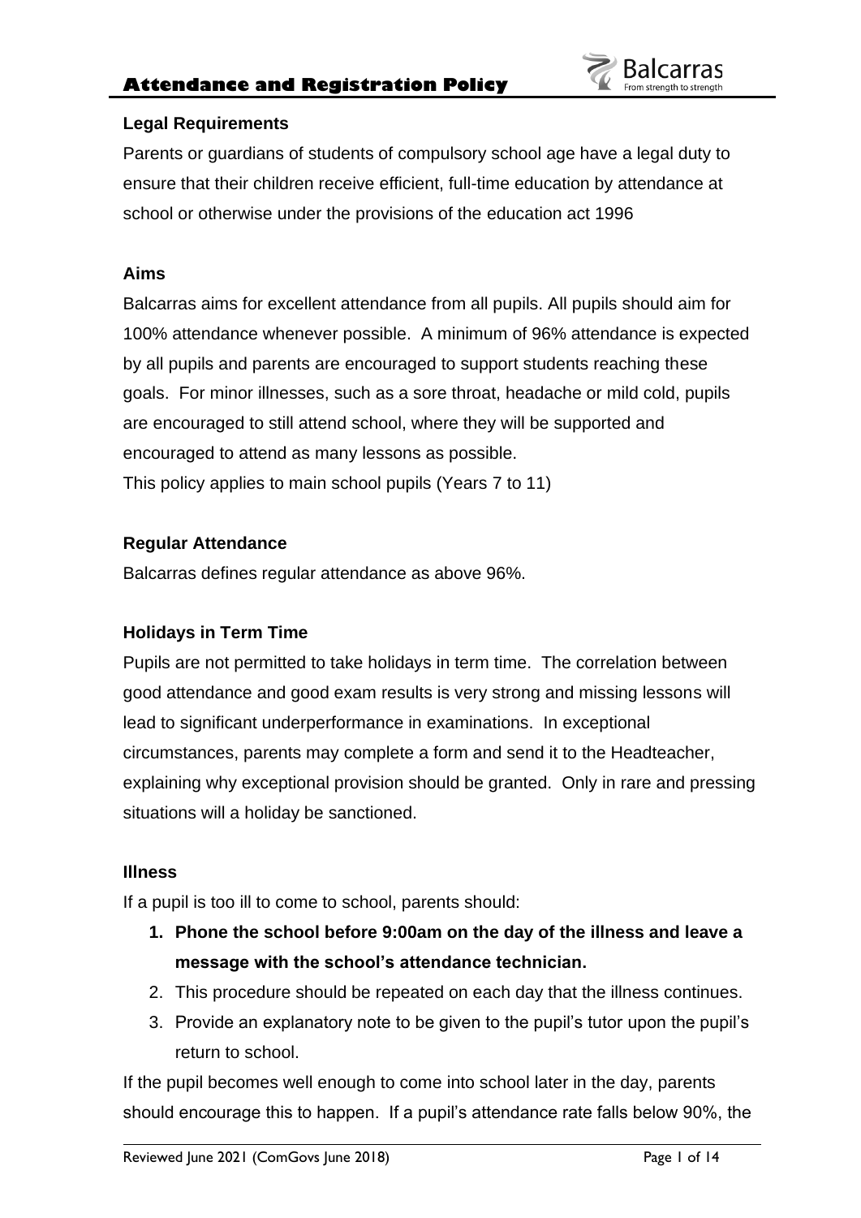# Attendance and Registration Policy

### Legal Requirements

Parents or guardians of students of compulsory school age have a legal duty to ensure that their children receive efficient, full-time education by attendance at school or otherwise under the provisions of the education act 1996

### Aims

Balcarras aims for excellent attendance from all pupils. All pupils should aim for 100% attendance whenever possible. A minimum of 96% attendance is expected by all pupils and parents are encouraged to support students reaching these goals. For minor illnesses, such as a sore throat, headache or mild cold, pupils are encouraged to still attend school, where they will be supported and encouraged to attend as many lessons as possible.
This policy applies to main school pupils (Years 7 to 11)

### Regular Attendance

Balcarras defines regular attendance as above 96%.

### Holidays in Term Time

Pupils are not permitted to take holidays in term time. The correlation between good attendance and good exam results is very strong and missing lessons will lead to significant underperformance in examinations. In exceptional circumstances, parents may complete a form and send it to the Headteacher, explaining why exceptional provision should be granted. Only in rare and pressing situations will a holiday be sanctioned.

### Illness

If a pupil is too ill to come to school, parents should:

1. **Phone the school before 9:00am on the day of the illness and leave a message with the school's attendance technician.**
2. This procedure should be repeated on each day that the illness continues.
3. Provide an explanatory note to be given to the pupil's tutor upon the pupil's return to school.

If the pupil becomes well enough to come into school later in the day, parents should encourage this to happen. If a pupil's attendance rate falls below 90%, the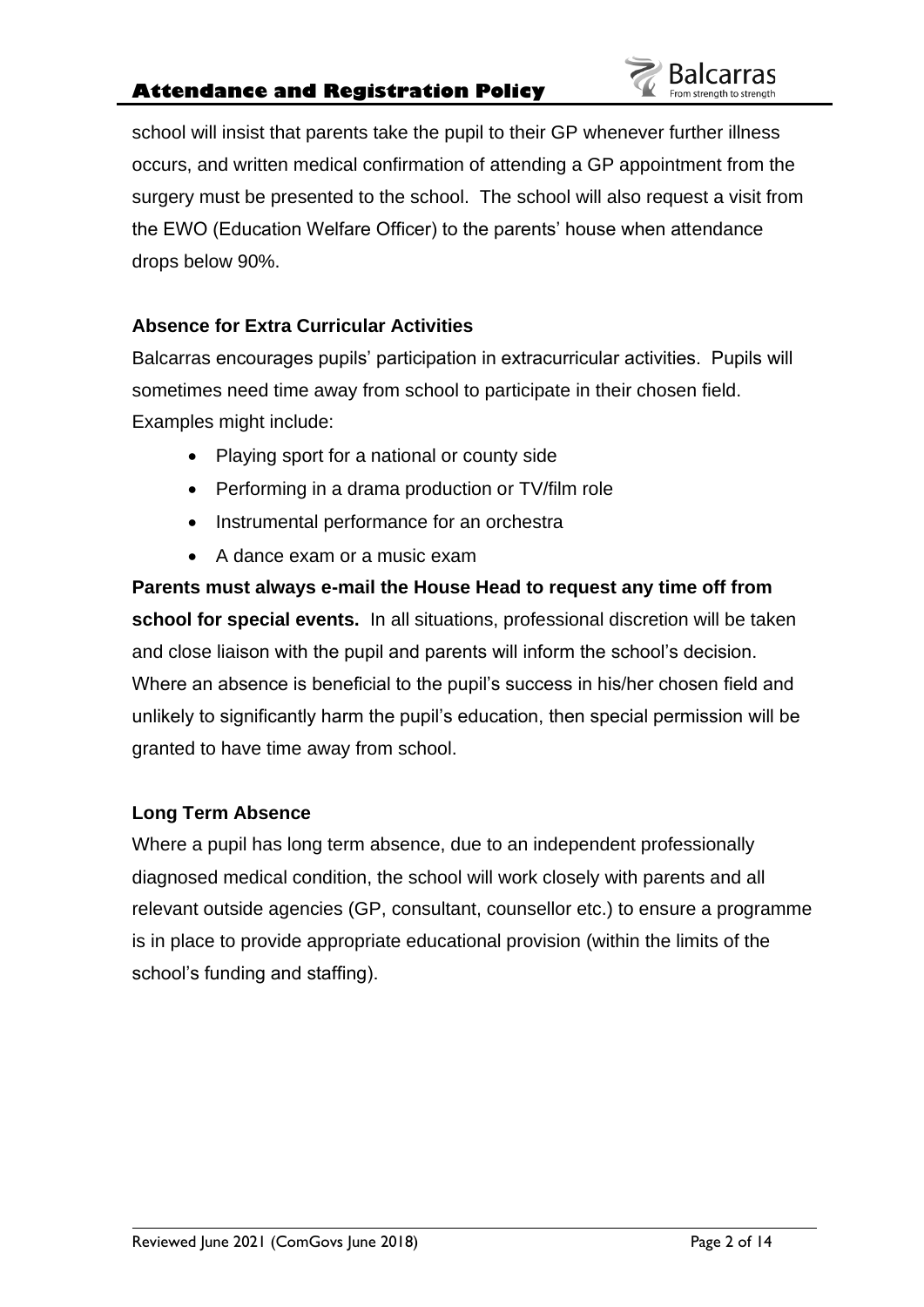school will insist that parents take the pupil to their GP whenever further illness occurs, and written medical confirmation of attending a GP appointment from the surgery must be presented to the school. The school will also request a visit from the EWO (Education Welfare Officer) to the parents' house when attendance drops below 90%.

### Absence for Extra Curricular Activities

Balcarras encourages pupils' participation in extracurricular activities. Pupils will sometimes need time away from school to participate in their chosen field. Examples might include:

- Playing sport for a national or county side
- Performing in a drama production or TV/film role
- Instrumental performance for an orchestra
- A dance exam or a music exam

**Parents must always e-mail the House Head to request any time off from school for special events.** In all situations, professional discretion will be taken and close liaison with the pupil and parents will inform the school's decision. Where an absence is beneficial to the pupil's success in his/her chosen field and unlikely to significantly harm the pupil's education, then special permission will be granted to have time away from school.

### Long Term Absence

Where a pupil has long term absence, due to an independent professionally diagnosed medical condition, the school will work closely with parents and all relevant outside agencies (GP, consultant, counsellor etc.) to ensure a programme is in place to provide appropriate educational provision (within the limits of the school's funding and staffing).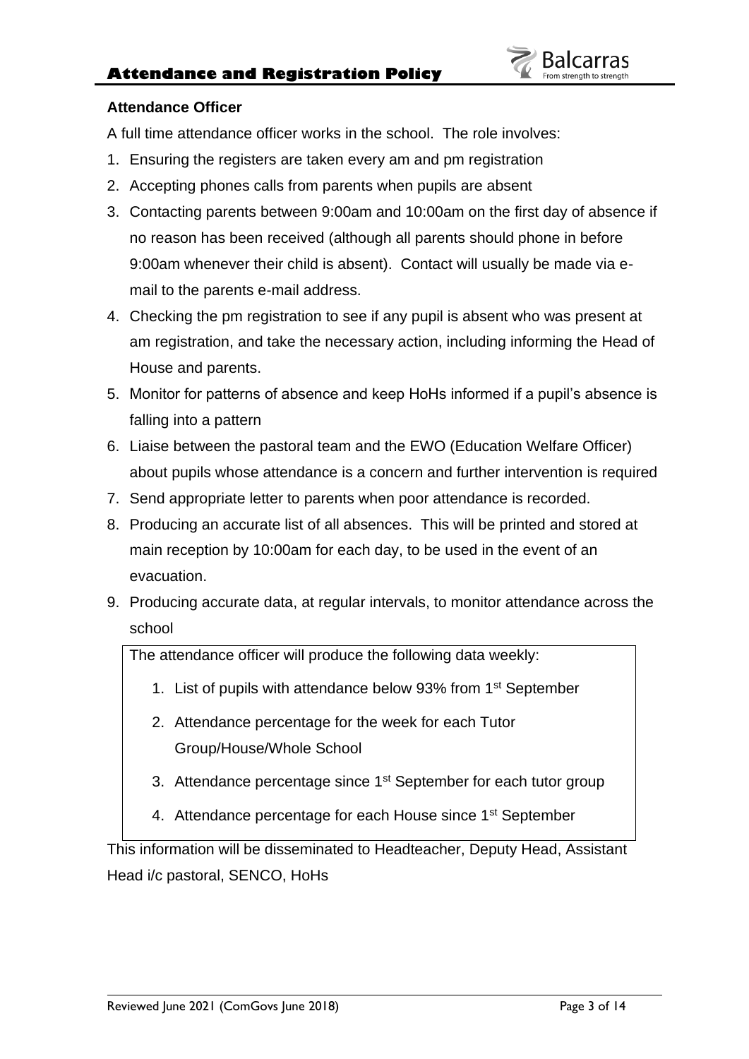### Attendance Officer

A full time attendance officer works in the school. The role involves:

1. Ensuring the registers are taken every am and pm registration
2. Accepting phones calls from parents when pupils are absent
3. Contacting parents between 9:00am and 10:00am on the first day of absence if no reason has been received (although all parents should phone in before 9:00am whenever their child is absent). Contact will usually be made via e-mail to the parents e-mail address.
4. Checking the pm registration to see if any pupil is absent who was present at am registration, and take the necessary action, including informing the Head of House and parents.
5. Monitor for patterns of absence and keep HoHs informed if a pupil's absence is falling into a pattern
6. Liaise between the pastoral team and the EWO (Education Welfare Officer) about pupils whose attendance is a concern and further intervention is required
7. Send appropriate letter to parents when poor attendance is recorded.
8. Producing an accurate list of all absences. This will be printed and stored at main reception by 10:00am for each day, to be used in the event of an evacuation.
9. Producing accurate data, at regular intervals, to monitor attendance across the school

The attendance officer will produce the following data weekly:

1. List of pupils with attendance below 93% from 1st September
2. Attendance percentage for the week for each Tutor Group/House/Whole School
3. Attendance percentage since 1st September for each tutor group
4. Attendance percentage for each House since 1st September

This information will be disseminated to Headteacher, Deputy Head, Assistant Head i/c pastoral, SENCO, HoHs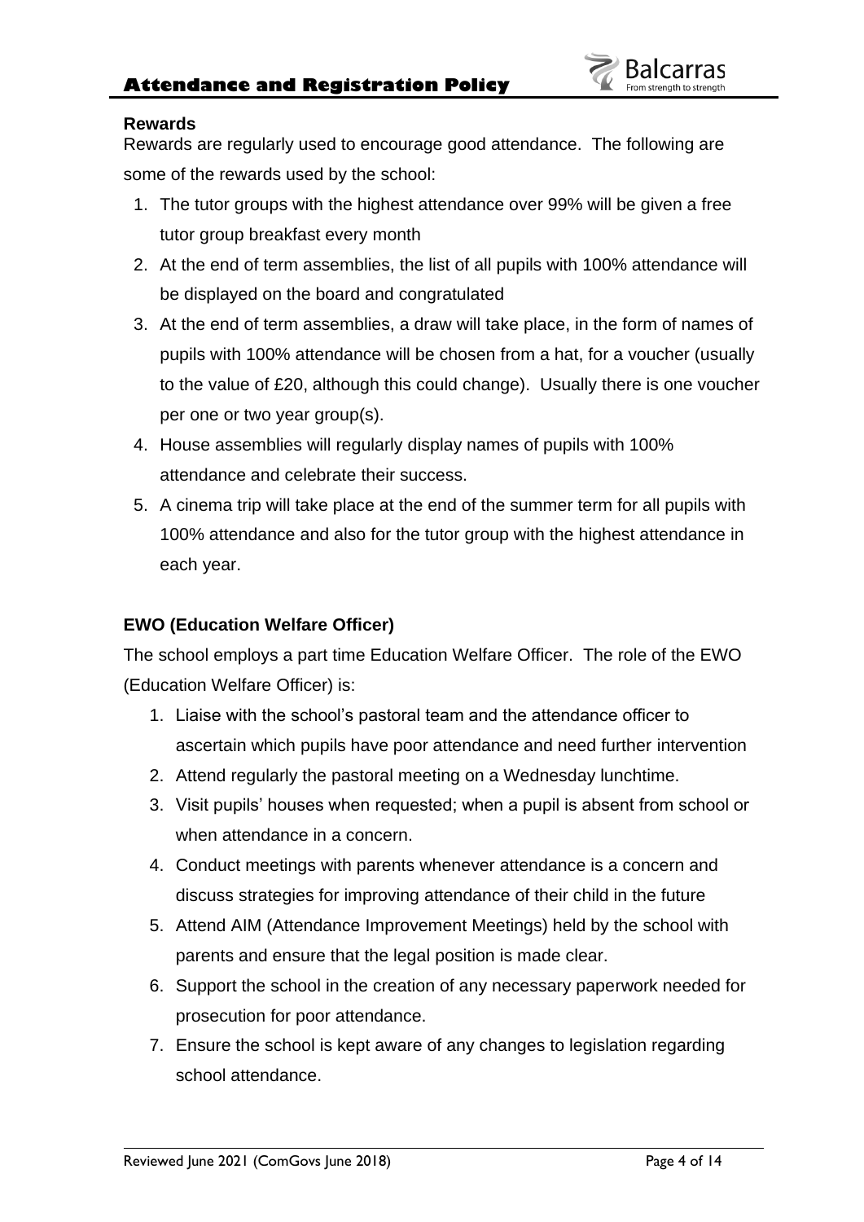### Rewards

Rewards are regularly used to encourage good attendance. The following are some of the rewards used by the school:

1. The tutor groups with the highest attendance over 99% will be given a free tutor group breakfast every month
2. At the end of term assemblies, the list of all pupils with 100% attendance will be displayed on the board and congratulated
3. At the end of term assemblies, a draw will take place, in the form of names of pupils with 100% attendance will be chosen from a hat, for a voucher (usually to the value of £20, although this could change). Usually there is one voucher per one or two year group(s).
4. House assemblies will regularly display names of pupils with 100% attendance and celebrate their success.
5. A cinema trip will take place at the end of the summer term for all pupils with 100% attendance and also for the tutor group with the highest attendance in each year.

### EWO (Education Welfare Officer)

The school employs a part time Education Welfare Officer. The role of the EWO (Education Welfare Officer) is:

1. Liaise with the school's pastoral team and the attendance officer to ascertain which pupils have poor attendance and need further intervention
2. Attend regularly the pastoral meeting on a Wednesday lunchtime.
3. Visit pupils' houses when requested; when a pupil is absent from school or when attendance in a concern.
4. Conduct meetings with parents whenever attendance is a concern and discuss strategies for improving attendance of their child in the future
5. Attend AIM (Attendance Improvement Meetings) held by the school with parents and ensure that the legal position is made clear.
6. Support the school in the creation of any necessary paperwork needed for prosecution for poor attendance.
7. Ensure the school is kept aware of any changes to legislation regarding school attendance.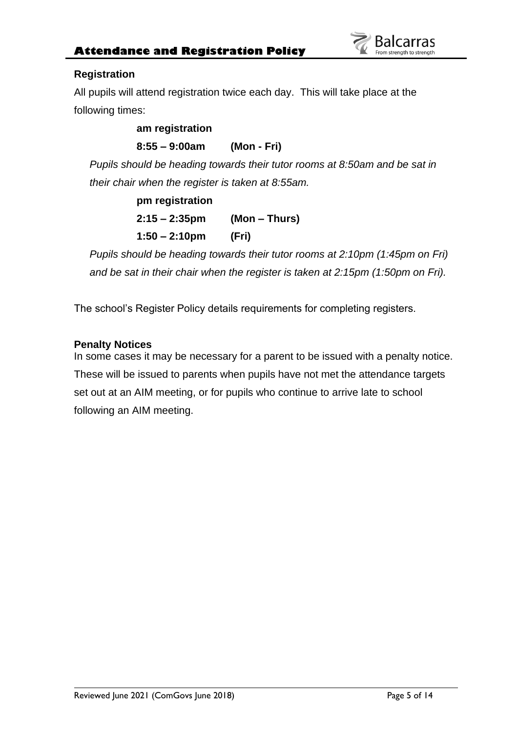## Registration

All pupils will attend registration twice each day. This will take place at the following times:

**am registration**

**8:55 – 9:00am (Mon - Fri)**

*Pupils should be heading towards their tutor rooms at 8:50am and be sat in their chair when the register is taken at 8:55am.*

**pm registration**

**2:15 – 2:35pm (Mon – Thurs)**

**1:50 – 2:10pm (Fri)**

*Pupils should be heading towards their tutor rooms at 2:10pm (1:45pm on Fri) and be sat in their chair when the register is taken at 2:15pm (1:50pm on Fri).*

The school's Register Policy details requirements for completing registers.

## Penalty Notices

In some cases it may be necessary for a parent to be issued with a penalty notice. These will be issued to parents when pupils have not met the attendance targets set out at an AIM meeting, or for pupils who continue to arrive late to school following an AIM meeting.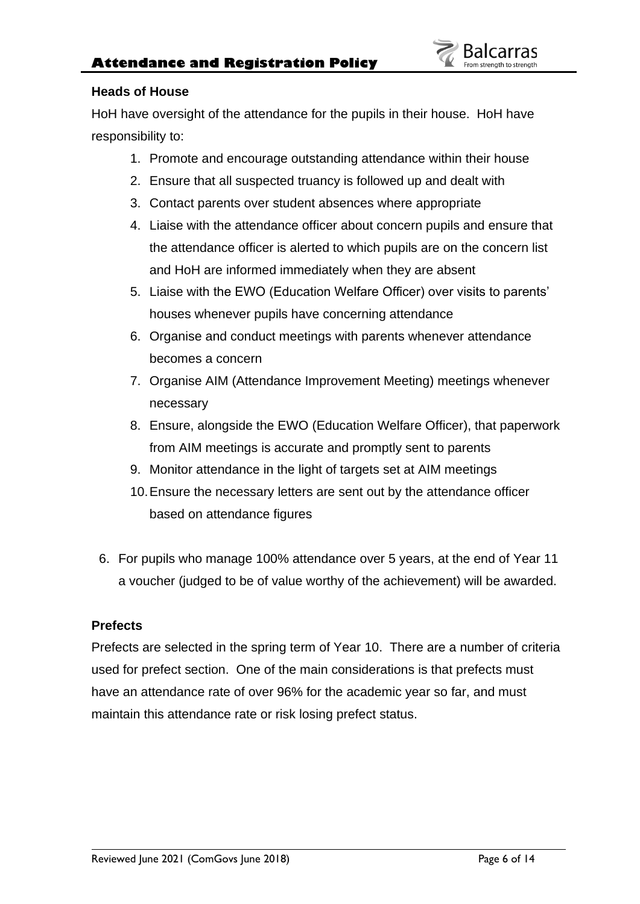**Heads of House**

HoH have oversight of the attendance for the pupils in their house. HoH have responsibility to:

1. Promote and encourage outstanding attendance within their house
2. Ensure that all suspected truancy is followed up and dealt with
3. Contact parents over student absences where appropriate
4. Liaise with the attendance officer about concern pupils and ensure that the attendance officer is alerted to which pupils are on the concern list and HoH are informed immediately when they are absent
5. Liaise with the EWO (Education Welfare Officer) over visits to parents' houses whenever pupils have concerning attendance
6. Organise and conduct meetings with parents whenever attendance becomes a concern
7. Organise AIM (Attendance Improvement Meeting) meetings whenever necessary
8. Ensure, alongside the EWO (Education Welfare Officer), that paperwork from AIM meetings is accurate and promptly sent to parents
9. Monitor attendance in the light of targets set at AIM meetings
10. Ensure the necessary letters are sent out by the attendance officer based on attendance figures

6. For pupils who manage 100% attendance over 5 years, at the end of Year 11 a voucher (judged to be of value worthy of the achievement) will be awarded.

**Prefects**

Prefects are selected in the spring term of Year 10. There are a number of criteria used for prefect section. One of the main considerations is that prefects must have an attendance rate of over 96% for the academic year so far, and must maintain this attendance rate or risk losing prefect status.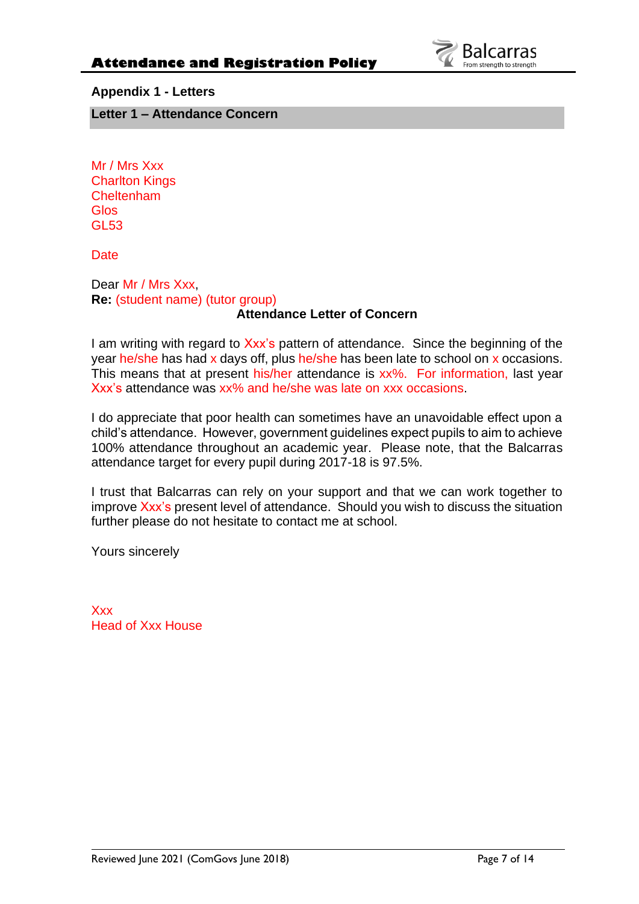## Appendix 1 - Letters

### Letter 1 – Attendance Concern

Mr / Mrs Xxx
Charlton Kings
Cheltenham
Glos
GL53

Date

Dear Mr / Mrs Xxx,
**Re:** (student name) (tutor group)

**Attendance Letter of Concern**

I am writing with regard to Xxx's pattern of attendance. Since the beginning of the year he/she has had x days off, plus he/she has been late to school on x occasions. This means that at present his/her attendance is xx%. For information, last year Xxx's attendance was xx% and he/she was late on xxx occasions.

I do appreciate that poor health can sometimes have an unavoidable effect upon a child's attendance. However, government guidelines expect pupils to aim to achieve 100% attendance throughout an academic year. Please note, that the Balcarras attendance target for every pupil during 2017-18 is 97.5%.

I trust that Balcarras can rely on your support and that we can work together to improve Xxx's present level of attendance. Should you wish to discuss the situation further please do not hesitate to contact me at school.

Yours sincerely

Xxx
Head of Xxx House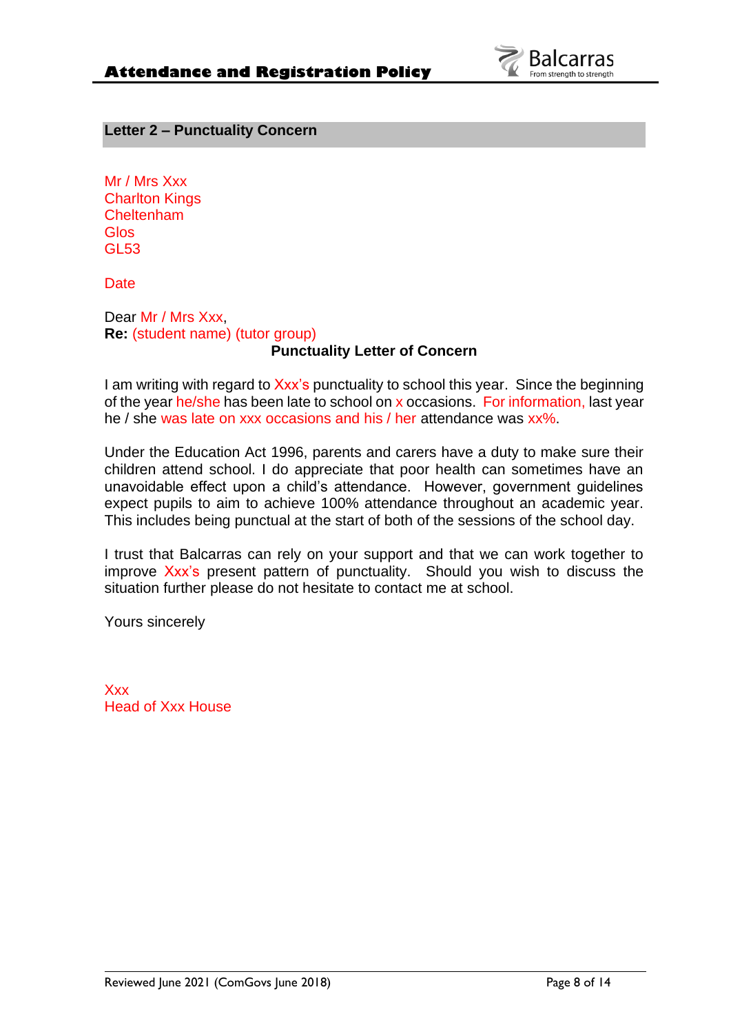## Letter 2 – Punctuality Concern

Mr / Mrs Xxx
Charlton Kings
Cheltenham
Glos
GL53

Date

Dear Mr / Mrs Xxx,
**Re:** (student name) (tutor group)

**Punctuality Letter of Concern**

I am writing with regard to Xxx's punctuality to school this year. Since the beginning of the year he/she has been late to school on x occasions. For information, last year he / she was late on xxx occasions and his / her attendance was xx%.

Under the Education Act 1996, parents and carers have a duty to make sure their children attend school. I do appreciate that poor health can sometimes have an unavoidable effect upon a child's attendance. However, government guidelines expect pupils to aim to achieve 100% attendance throughout an academic year. This includes being punctual at the start of both of the sessions of the school day.

I trust that Balcarras can rely on your support and that we can work together to improve Xxx's present pattern of punctuality. Should you wish to discuss the situation further please do not hesitate to contact me at school.

Yours sincerely

Xxx
Head of Xxx House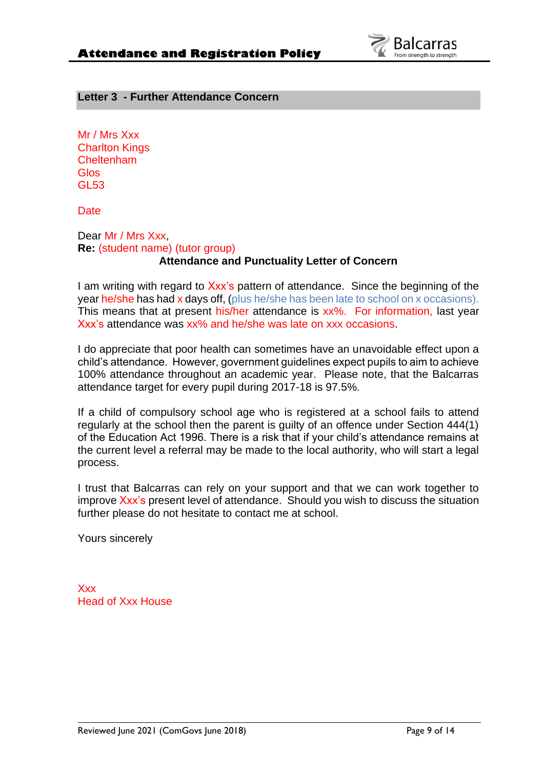## Letter 3 - Further Attendance Concern

Mr / Mrs Xxx
Charlton Kings
Cheltenham
Glos
GL53

Date

Dear Mr / Mrs Xxx,
**Re:** (student name) (tutor group)

**Attendance and Punctuality Letter of Concern**

I am writing with regard to Xxx's pattern of attendance. Since the beginning of the year he/she has had x days off, (plus he/she has been late to school on x occasions). This means that at present his/her attendance is xx%. For information, last year Xxx's attendance was xx% and he/she was late on xxx occasions.

I do appreciate that poor health can sometimes have an unavoidable effect upon a child's attendance. However, government guidelines expect pupils to aim to achieve 100% attendance throughout an academic year. Please note, that the Balcarras attendance target for every pupil during 2017-18 is 97.5%.

If a child of compulsory school age who is registered at a school fails to attend regularly at the school then the parent is guilty of an offence under Section 444(1) of the Education Act 1996. There is a risk that if your child's attendance remains at the current level a referral may be made to the local authority, who will start a legal process.

I trust that Balcarras can rely on your support and that we can work together to improve Xxx's present level of attendance. Should you wish to discuss the situation further please do not hesitate to contact me at school.

Yours sincerely

Xxx
Head of Xxx House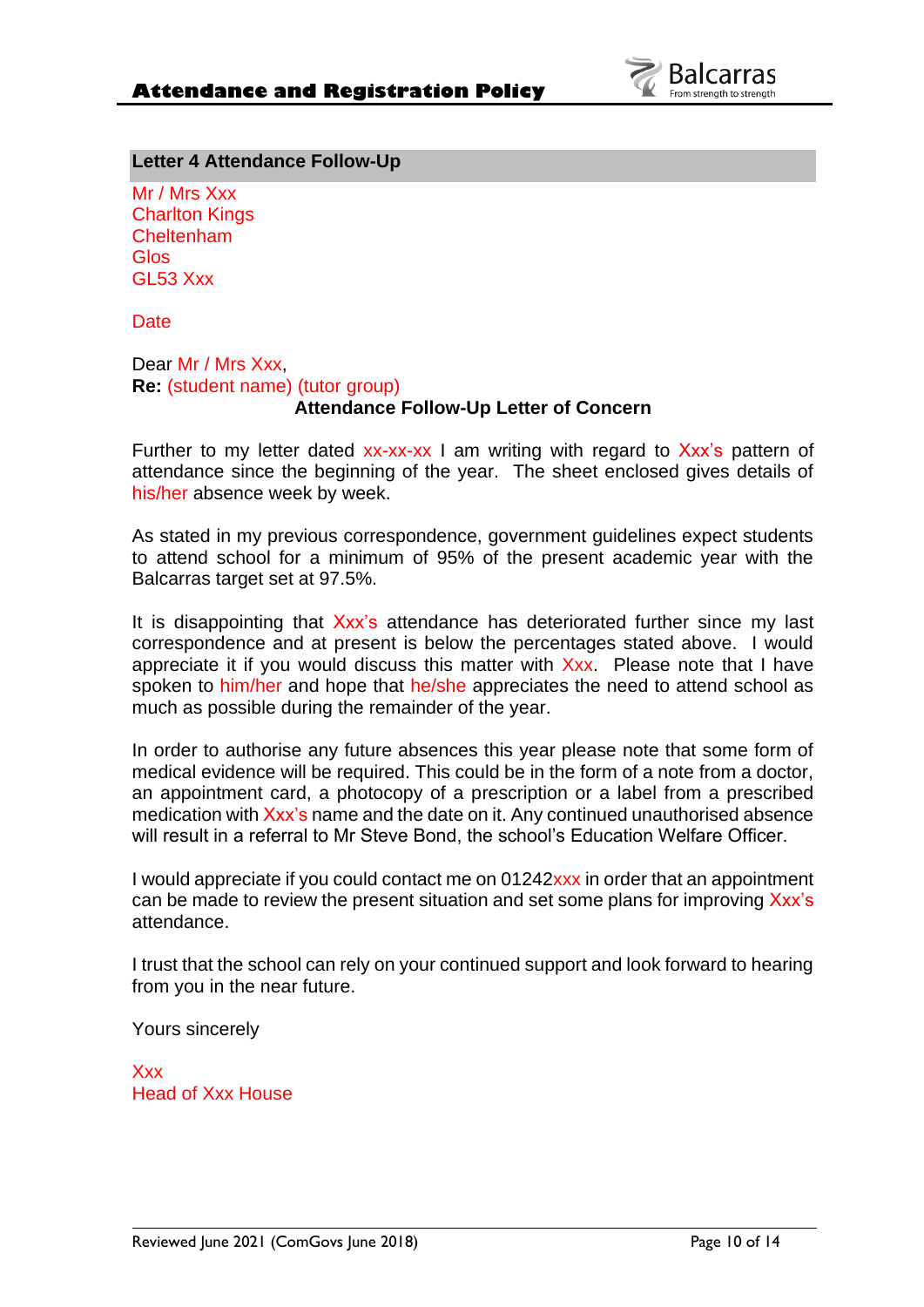## Letter 4 Attendance Follow-Up

Mr / Mrs Xxx
Charlton Kings
Cheltenham
Glos
GL53 Xxx

Date

Dear Mr / Mrs Xxx,
**Re:** (student name) (tutor group)

**Attendance Follow-Up Letter of Concern**

Further to my letter dated xx-xx-xx I am writing with regard to Xxx's pattern of attendance since the beginning of the year. The sheet enclosed gives details of his/her absence week by week.

As stated in my previous correspondence, government guidelines expect students to attend school for a minimum of 95% of the present academic year with the Balcarras target set at 97.5%.

It is disappointing that Xxx's attendance has deteriorated further since my last correspondence and at present is below the percentages stated above. I would appreciate it if you would discuss this matter with Xxx. Please note that I have spoken to him/her and hope that he/she appreciates the need to attend school as much as possible during the remainder of the year.

In order to authorise any future absences this year please note that some form of medical evidence will be required. This could be in the form of a note from a doctor, an appointment card, a photocopy of a prescription or a label from a prescribed medication with Xxx's name and the date on it. Any continued unauthorised absence will result in a referral to Mr Steve Bond, the school's Education Welfare Officer.

I would appreciate if you could contact me on 01242xxx in order that an appointment can be made to review the present situation and set some plans for improving Xxx's attendance.

I trust that the school can rely on your continued support and look forward to hearing from you in the near future.

Yours sincerely

Xxx
Head of Xxx House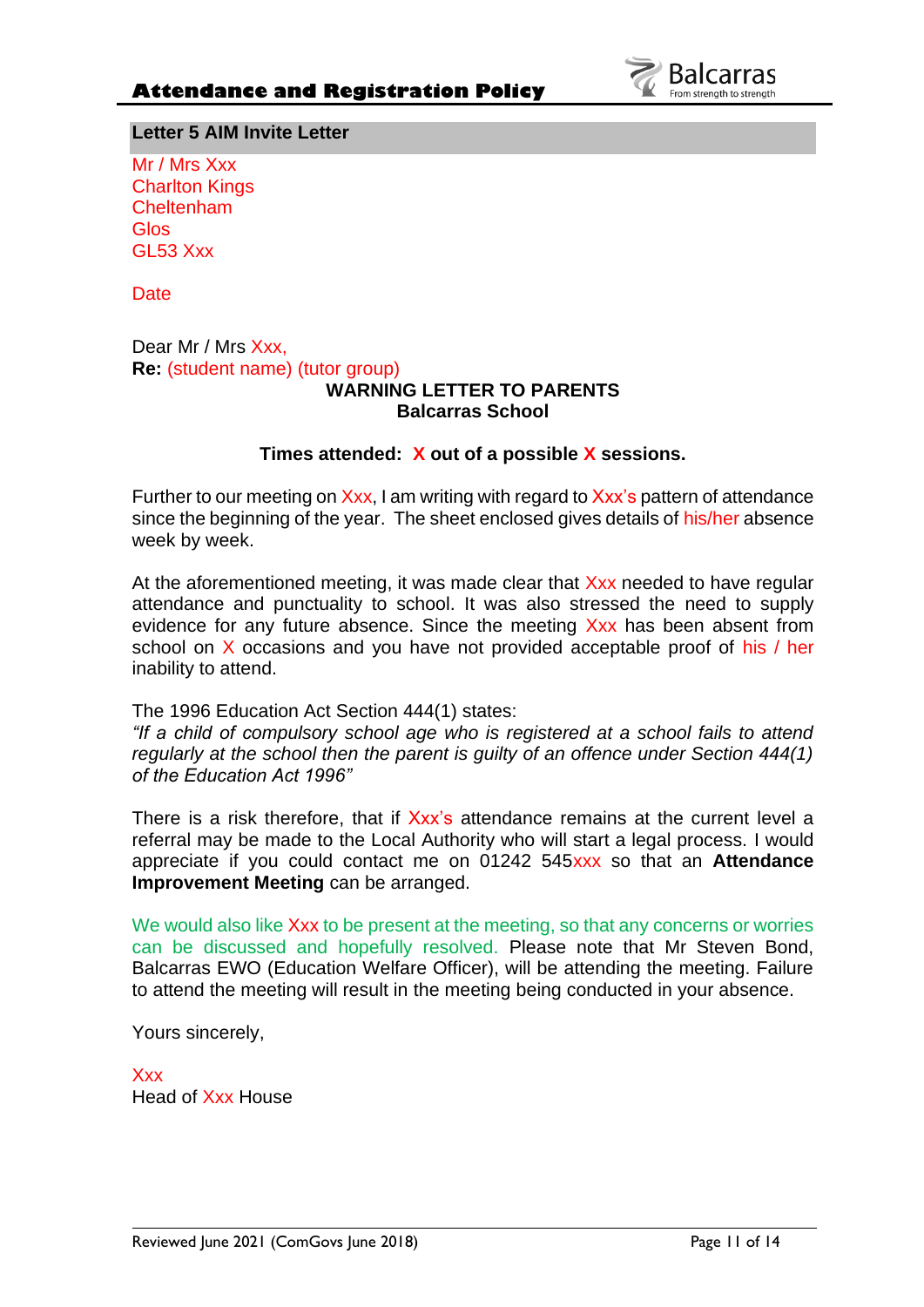## Letter 5 AIM Invite Letter

Mr / Mrs Xxx
Charlton Kings
Cheltenham
Glos
GL53 Xxx

Date

Dear Mr / Mrs Xxx,
**Re:** (student name) (tutor group)

**WARNING LETTER TO PARENTS**
**Balcarras School**

**Times attended: X out of a possible X sessions.**

Further to our meeting on Xxx, I am writing with regard to Xxx's pattern of attendance since the beginning of the year. The sheet enclosed gives details of his/her absence week by week.

At the aforementioned meeting, it was made clear that Xxx needed to have regular attendance and punctuality to school. It was also stressed the need to supply evidence for any future absence. Since the meeting Xxx has been absent from school on X occasions and you have not provided acceptable proof of his / her inability to attend.

The 1996 Education Act Section 444(1) states:
*"If a child of compulsory school age who is registered at a school fails to attend regularly at the school then the parent is guilty of an offence under Section 444(1) of the Education Act 1996"*

There is a risk therefore, that if Xxx's attendance remains at the current level a referral may be made to the Local Authority who will start a legal process. I would appreciate if you could contact me on 01242 545xxx so that an **Attendance Improvement Meeting** can be arranged.

We would also like Xxx to be present at the meeting, so that any concerns or worries can be discussed and hopefully resolved. Please note that Mr Steven Bond, Balcarras EWO (Education Welfare Officer), will be attending the meeting. Failure to attend the meeting will result in the meeting being conducted in your absence.

Yours sincerely,

Xxx
Head of Xxx House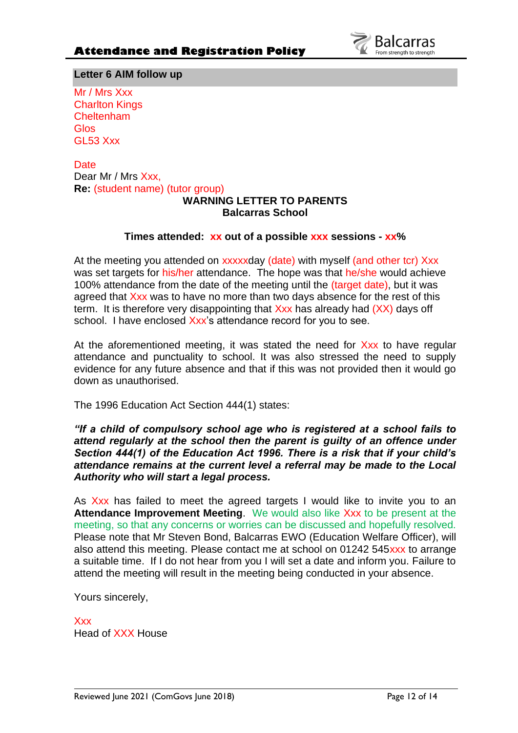## Letter 6 AIM follow up

Mr / Mrs Xxx
Charlton Kings
Cheltenham
Glos
GL53 Xxx

Date

Dear Mr / Mrs Xxx,

**Re:** (student name) (tutor group)

**WARNING LETTER TO PARENTS**
**Balcarras School**

**Times attended: xx out of a possible xxx sessions - xx%**

At the meeting you attended on xxxxxday (date) with myself (and other tcr) Xxx was set targets for his/her attendance. The hope was that he/she would achieve 100% attendance from the date of the meeting until the (target date), but it was agreed that Xxx was to have no more than two days absence for the rest of this term. It is therefore very disappointing that Xxx has already had (XX) days off school. I have enclosed Xxx's attendance record for you to see.

At the aforementioned meeting, it was stated the need for Xxx to have regular attendance and punctuality to school. It was also stressed the need to supply evidence for any future absence and that if this was not provided then it would go down as unauthorised.

The 1996 Education Act Section 444(1) states:

***"If a child of compulsory school age who is registered at a school fails to attend regularly at the school then the parent is guilty of an offence under Section 444(1) of the Education Act 1996. There is a risk that if your child's attendance remains at the current level a referral may be made to the Local Authority who will start a legal process.***

As Xxx has failed to meet the agreed targets I would like to invite you to an **Attendance Improvement Meeting**. We would also like Xxx to be present at the meeting, so that any concerns or worries can be discussed and hopefully resolved. Please note that Mr Steven Bond, Balcarras EWO (Education Welfare Officer), will also attend this meeting. Please contact me at school on 01242 545xxx to arrange a suitable time. If I do not hear from you I will set a date and inform you. Failure to attend the meeting will result in the meeting being conducted in your absence.

Yours sincerely,

Xxx
Head of XXX House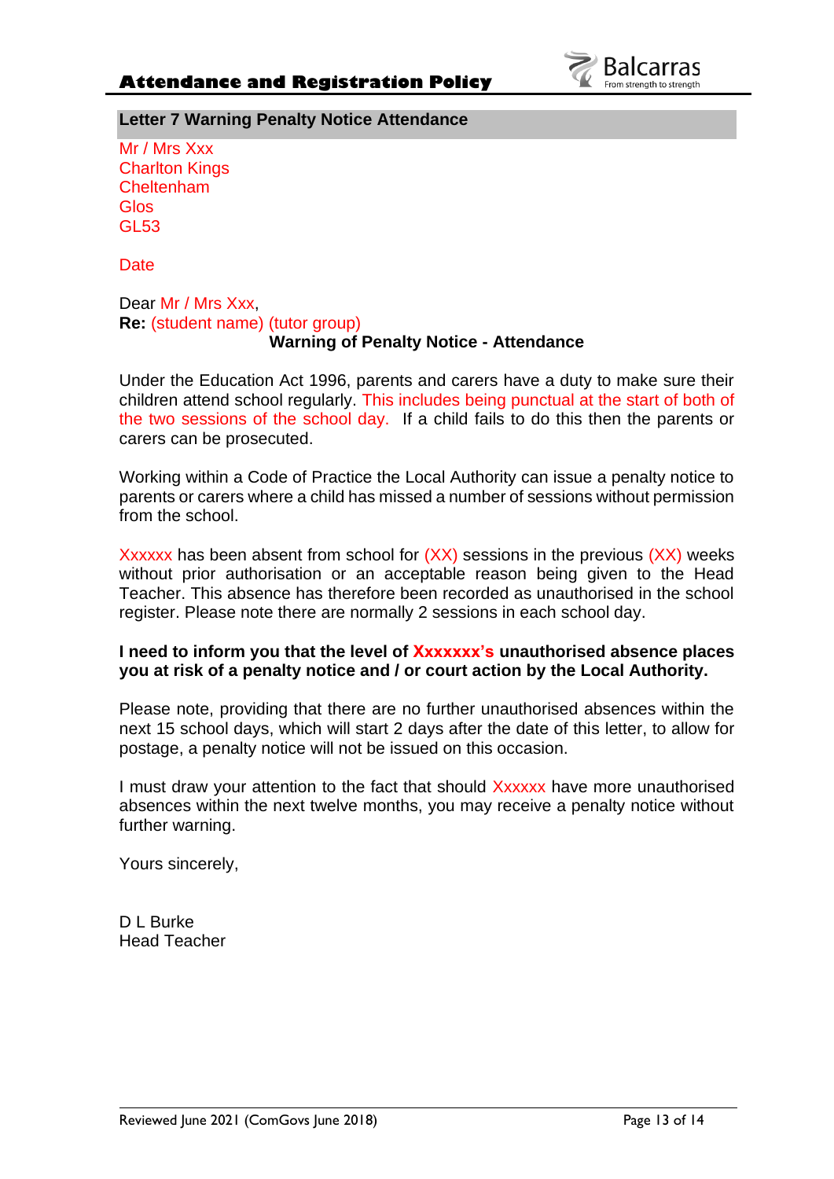## Letter 7 Warning Penalty Notice Attendance

Mr / Mrs Xxx
Charlton Kings
Cheltenham
Glos
GL53

Date

Dear Mr / Mrs Xxx,
**Re:** (student name) (tutor group)

**Warning of Penalty Notice - Attendance**

Under the Education Act 1996, parents and carers have a duty to make sure their children attend school regularly. This includes being punctual at the start of both of the two sessions of the school day. If a child fails to do this then the parents or carers can be prosecuted.

Working within a Code of Practice the Local Authority can issue a penalty notice to parents or carers where a child has missed a number of sessions without permission from the school.

Xxxxxx has been absent from school for (XX) sessions in the previous (XX) weeks without prior authorisation or an acceptable reason being given to the Head Teacher. This absence has therefore been recorded as unauthorised in the school register. Please note there are normally 2 sessions in each school day.

**I need to inform you that the level of Xxxxxxx's unauthorised absence places you at risk of a penalty notice and / or court action by the Local Authority.**

Please note, providing that there are no further unauthorised absences within the next 15 school days, which will start 2 days after the date of this letter, to allow for postage, a penalty notice will not be issued on this occasion.

I must draw your attention to the fact that should Xxxxxx have more unauthorised absences within the next twelve months, you may receive a penalty notice without further warning.

Yours sincerely,

D L Burke
Head Teacher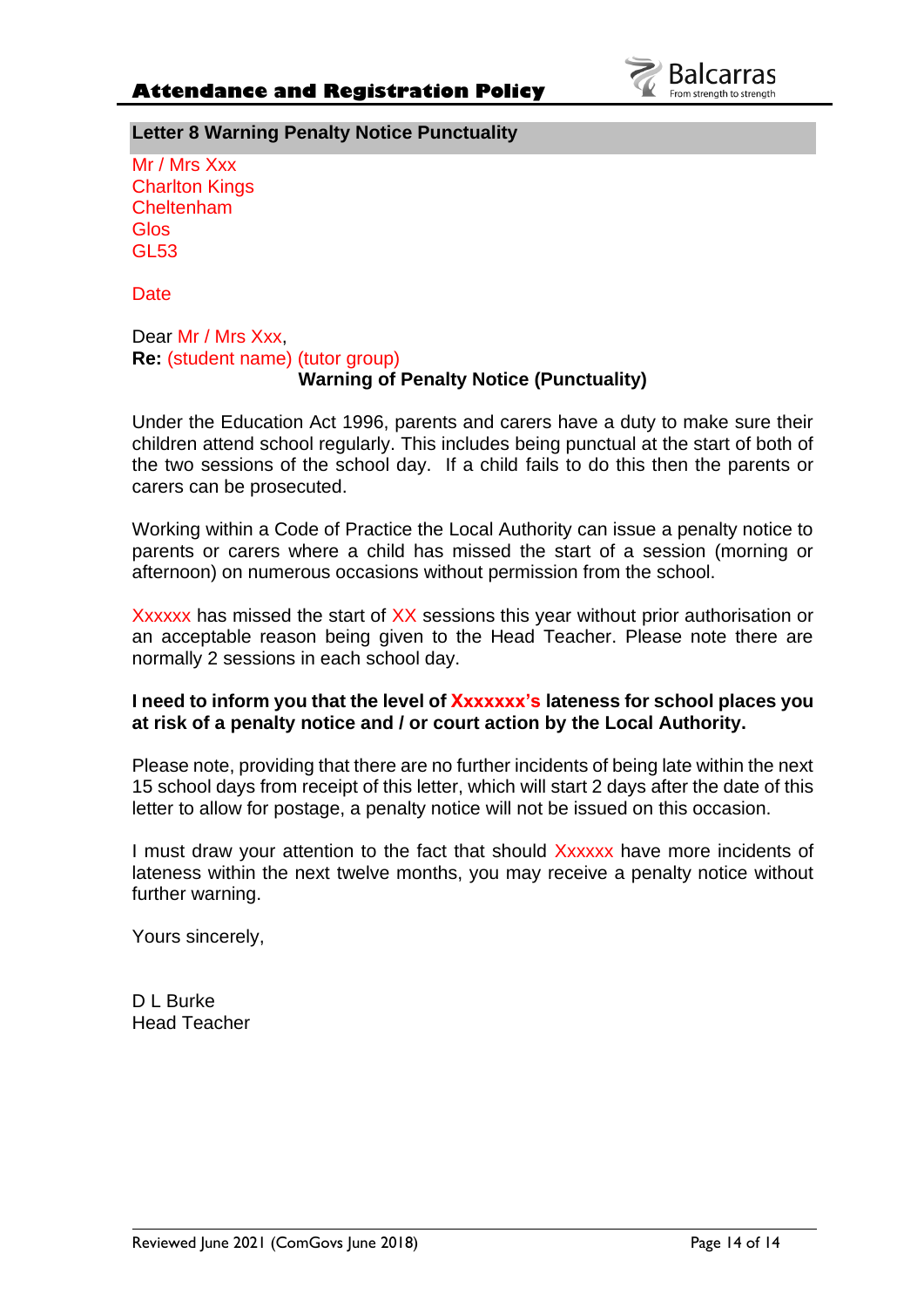## Letter 8 Warning Penalty Notice Punctuality

Mr / Mrs Xxx
Charlton Kings
Cheltenham
Glos
GL53

Date

Dear Mr / Mrs Xxx,
**Re:** (student name) (tutor group)

**Warning of Penalty Notice (Punctuality)**

Under the Education Act 1996, parents and carers have a duty to make sure their children attend school regularly. This includes being punctual at the start of both of the two sessions of the school day. If a child fails to do this then the parents or carers can be prosecuted.

Working within a Code of Practice the Local Authority can issue a penalty notice to parents or carers where a child has missed the start of a session (morning or afternoon) on numerous occasions without permission from the school.

Xxxxxx has missed the start of XX sessions this year without prior authorisation or an acceptable reason being given to the Head Teacher. Please note there are normally 2 sessions in each school day.

**I need to inform you that the level of Xxxxxxx's lateness for school places you at risk of a penalty notice and / or court action by the Local Authority.**

Please note, providing that there are no further incidents of being late within the next 15 school days from receipt of this letter, which will start 2 days after the date of this letter to allow for postage, a penalty notice will not be issued on this occasion.

I must draw your attention to the fact that should Xxxxxx have more incidents of lateness within the next twelve months, you may receive a penalty notice without further warning.

Yours sincerely,

D L Burke
Head Teacher